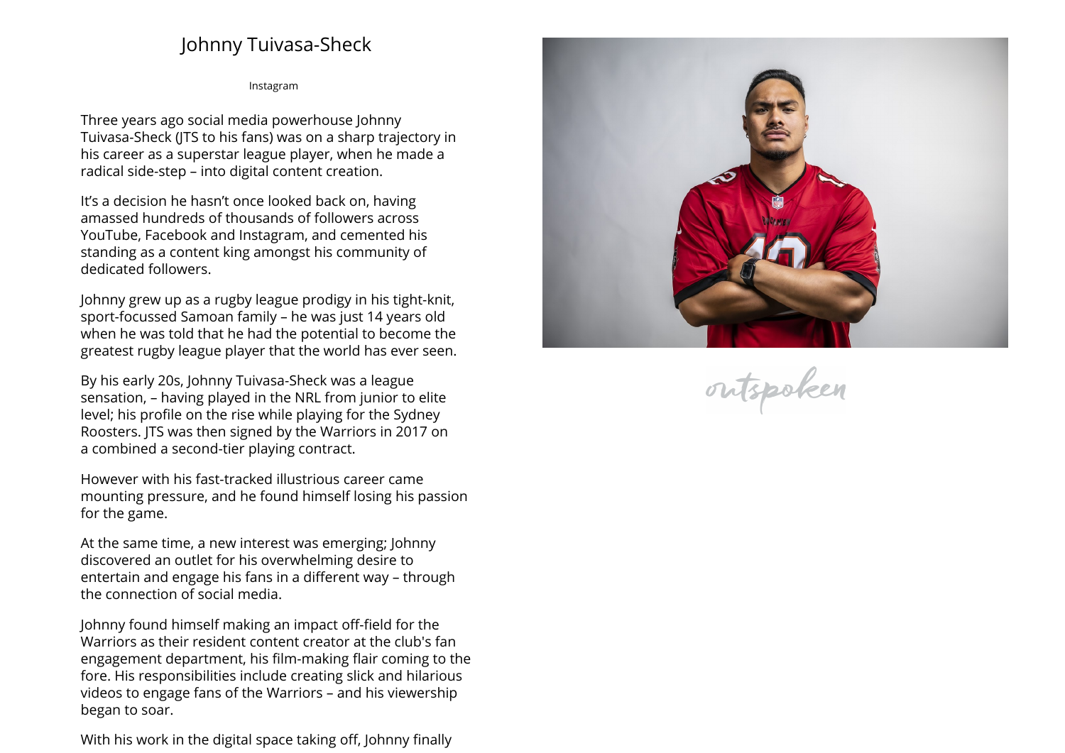# Johnny Tuivasa-Sheck

Instagram

Three years ago social media powerhouse Johnny Tuivasa-Sheck (JTS to his fans) was on a sharp trajectory in his career as a superstar league player, when he made a radical side-step – into digital content creation.

It's a decision he hasn't once looked back on, having amassed hundreds of thousands of followers across YouTube, Facebook and Instagram, and cemented his standing as a content king amongst his community of dedicated followers.

Johnny grew up as a rugby league prodigy in his tight-knit, sport-focussed Samoan family – he was just 14 years old when he was told that he had the potential to become the greatest rugby league player that the world has ever seen.

By his early 20s, Johnny Tuivasa-Sheck was a league sensation, – having played in the NRL from junior to elite level; his profile on the rise while playing for the Sydney Roosters. JTS was then signed by the Warriors in 2017 on a combined a second-tier playing contract.

However with his fast-tracked illustrious career came mounting pressure, and he found himself losing his passion for the game.

At the same time, a new interest was emerging; Johnny discovered an outlet for his overwhelming desire to entertain and engage his fans in a different way – through the connection of social media.

Johnny found himself making an impact off-field for the Warriors as their resident content creator at the club's fan engagement department, his film-making flair coming to the fore. His responsibilities include creating slick and hilarious videos to engage fans of the Warriors – and his viewership began to soar.

With his work in the digital space taking off, Johnny finally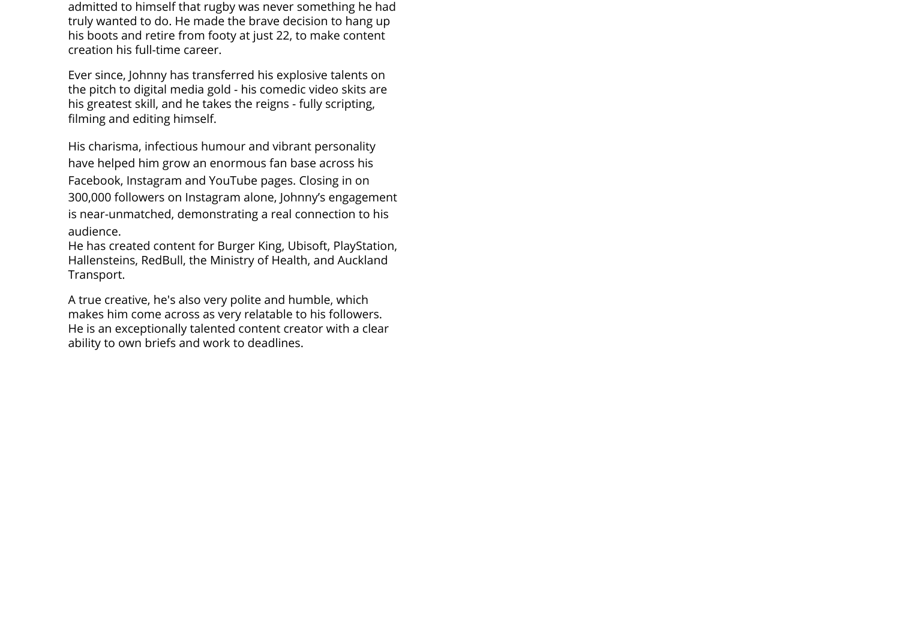admitted to himself that rugby was never something he had truly wanted to do. He made the brave decision to hang up his boots and retire from footy at just 22, to make content creation his full-time career.

Ever since, Johnny has transferred his explosive talents on the pitch to digital media gold - his comedic video skits are his greatest skill, and he takes the reigns - fully scripting, filming and editing himself.

His charisma, infectious humour and vibrant personality have helped him grow an enormous fan base across his Facebook, Instagram and YouTube pages. Closing in on 300,000 followers on Instagram alone, Johnny's engagement is near-unmatched, demonstrating a real connection to his audience.
He has created content for Burger King, Ubisoft, PlayStation, Hallensteins, RedBull, the Ministry of Health, and Auckland Transport.

A true creative, he's also very polite and humble, which makes him come across as very relatable to his followers. He is an exceptionally talented content creator with a clear ability to own briefs and work to deadlines.